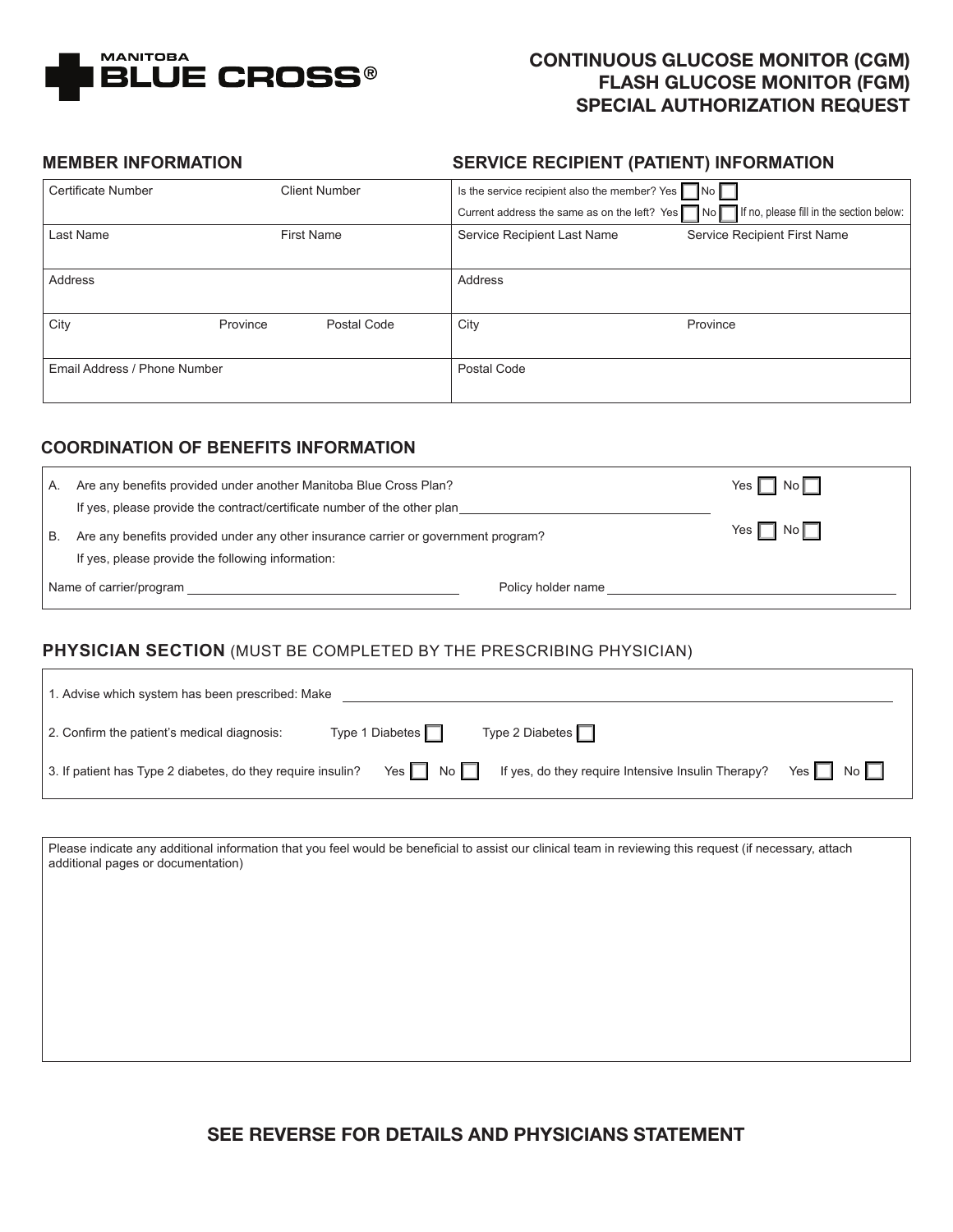MANITOBA **BLUE CROSS®**

# CONTINUOUS GLUCOSE MONITOR (CGM)
# FLASH GLUCOSE MONITOR (FGM)
# SPECIAL AUTHORIZATION REQUEST

## MEMBER INFORMATION

| Certificate Number | | Client Number |
|---|---|---|
| Last Name | | First Name |
| Address | | |
| City | Province | Postal Code |
| Email Address / Phone Number | | |

## SERVICE RECIPIENT (PATIENT) INFORMATION

| Is the service recipient also the member? Yes ☐ No ☐ | |
|---|---|
| Current address the same as on the left? Yes ☐ No ☐ If no, please fill in the section below: | |
| Service Recipient Last Name | Service Recipient First Name |
| Address | |
| City | Province |
| Postal Code | |

## COORDINATION OF BENEFITS INFORMATION

A. Are any benefits provided under another Manitoba Blue Cross Plan? Yes ☐ No ☐
If yes, please provide the contract/certificate number of the other plan ____________________

B. Are any benefits provided under any other insurance carrier or government program? Yes ☐ No ☐
If yes, please provide the following information:

Name of carrier/program ____________________ Policy holder name ____________________

## PHYSICIAN SECTION (MUST BE COMPLETED BY THE PRESCRIBING PHYSICIAN)

1. Advise which system has been prescribed: Make ____________________

2. Confirm the patient's medical diagnosis: Type 1 Diabetes ☐ Type 2 Diabetes ☐

3. If patient has Type 2 diabetes, do they require insulin? Yes ☐ No ☐ If yes, do they require Intensive Insulin Therapy? Yes ☐ No ☐

Please indicate any additional information that you feel would be beneficial to assist our clinical team in reviewing this request (if necessary, attach additional pages or documentation)

## SEE REVERSE FOR DETAILS AND PHYSICIANS STATEMENT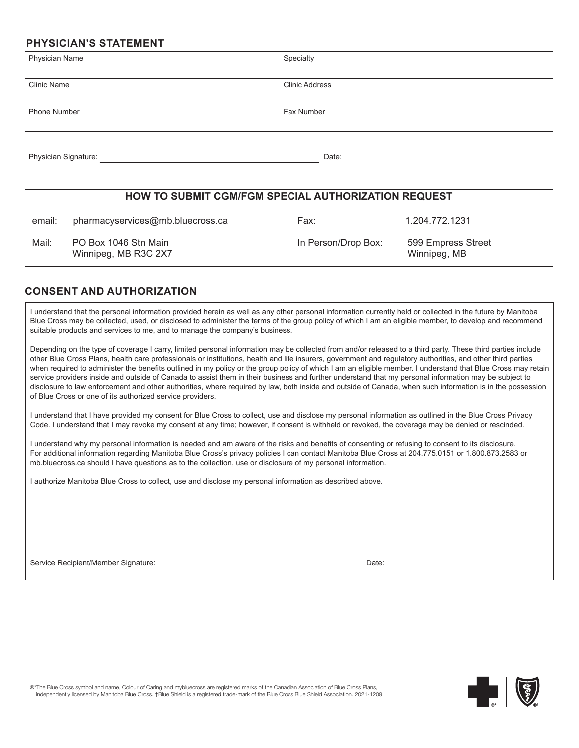## PHYSICIAN'S STATEMENT

| | |
|---|---|
| Physician Name | Specialty |
| Clinic Name | Clinic Address |
| Phone Number | Fax Number |

Physician Signature: ____________________ Date: ____________________

## HOW TO SUBMIT CGM/FGM SPECIAL AUTHORIZATION REQUEST

| | | | |
|---|---|---|---|
| email: | pharmacyservices@mb.bluecross.ca | Fax: | 1.204.772.1231 |
| Mail: | PO Box 1046 Stn Main<br>Winnipeg, MB R3C 2X7 | In Person/Drop Box: | 599 Empress Street<br>Winnipeg, MB |

## CONSENT AND AUTHORIZATION

I understand that the personal information provided herein as well as any other personal information currently held or collected in the future by Manitoba Blue Cross may be collected, used, or disclosed to administer the terms of the group policy of which I am an eligible member, to develop and recommend suitable products and services to me, and to manage the company's business.

Depending on the type of coverage I carry, limited personal information may be collected from and/or released to a third party. These third parties include other Blue Cross Plans, health care professionals or institutions, health and life insurers, government and regulatory authorities, and other third parties when required to administer the benefits outlined in my policy or the group policy of which I am an eligible member. I understand that Blue Cross may retain service providers inside and outside of Canada to assist them in their business and further understand that my personal information may be subject to disclosure to law enforcement and other authorities, where required by law, both inside and outside of Canada, when such information is in the possession of Blue Cross or one of its authorized service providers.

I understand that I have provided my consent for Blue Cross to collect, use and disclose my personal information as outlined in the Blue Cross Privacy Code. I understand that I may revoke my consent at any time; however, if consent is withheld or revoked, the coverage may be denied or rescinded.

I understand why my personal information is needed and am aware of the risks and benefits of consenting or refusing to consent to its disclosure. For additional information regarding Manitoba Blue Cross's privacy policies I can contact Manitoba Blue Cross at 204.775.0151 or 1.800.873.2583 or mb.bluecross.ca should I have questions as to the collection, use or disclosure of my personal information.

I authorize Manitoba Blue Cross to collect, use and disclose my personal information as described above.

Service Recipient/Member Signature: ____________________ Date: ____________________

®*The Blue Cross symbol and name, Colour of Caring and mybluecross are registered marks of the Canadian Association of Blue Cross Plans, independently licensed by Manitoba Blue Cross. †Blue Shield is a registered trade-mark of the Blue Cross Blue Shield Association. 2021-1209